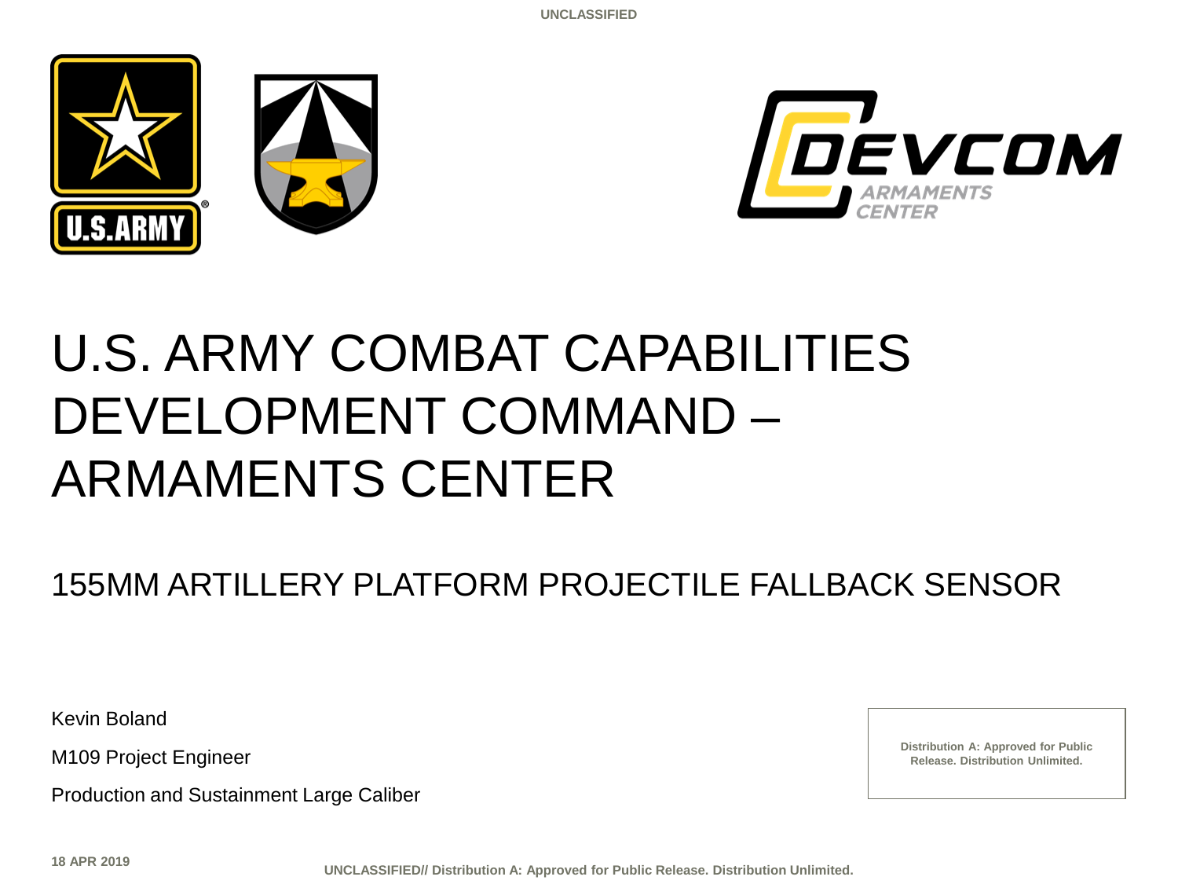# U.S. ARMY COMBAT CAPABILITIES DEVELOPMENT COMMAND – ARMAMENTS CENTER

## 155MM ARTILLERY PLATFORM PROJECTILE FALLBACK SENSOR

Kevin Boland

M109 Project Engineer

Production and Sustainment Large Caliber

**Distribution A: Approved for Public Release. Distribution Unlimited.**

**18 APR 2019**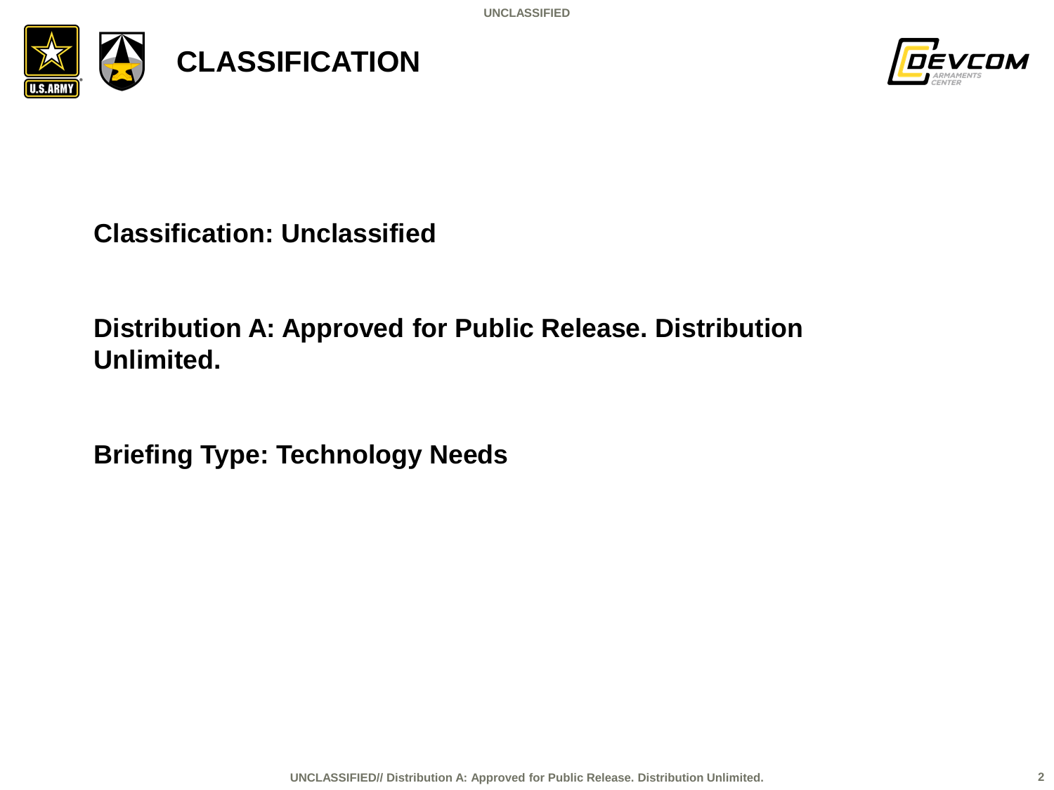# CLASSIFICATION

**Classification: Unclassified**

**Distribution A: Approved for Public Release. Distribution Unlimited.**

**Briefing Type: Technology Needs**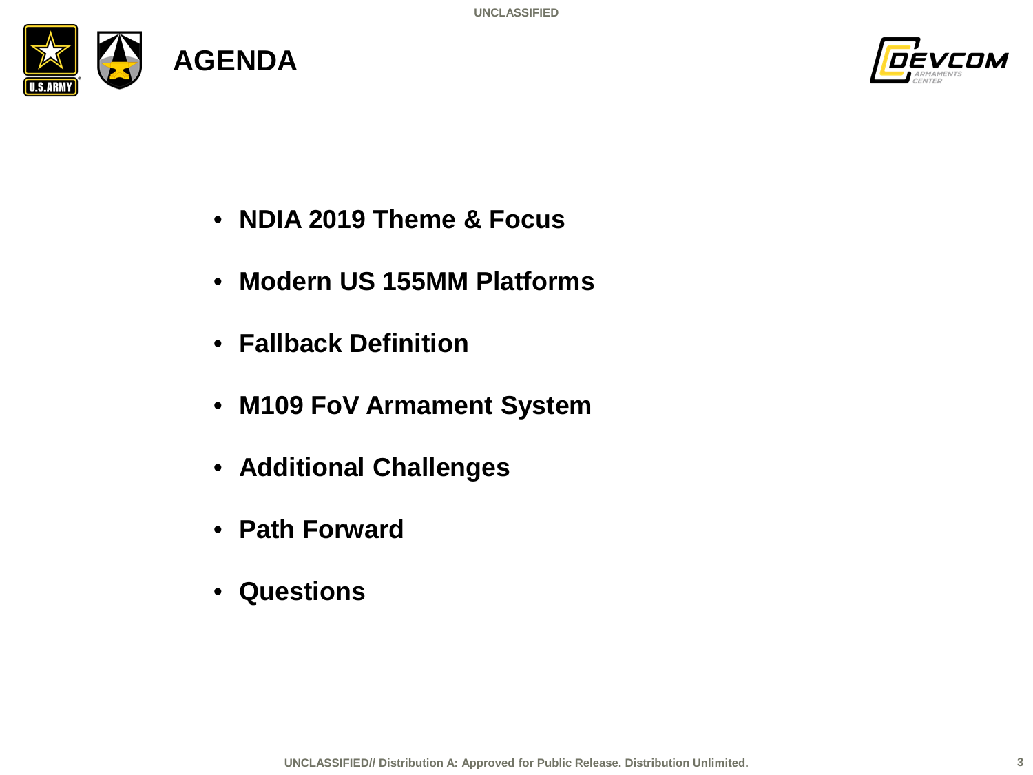# AGENDA

- **NDIA 2019 Theme & Focus**
- **Modern US 155MM Platforms**
- **Fallback Definition**
- **M109 FoV Armament System**
- **Additional Challenges**
- **Path Forward**
- **Questions**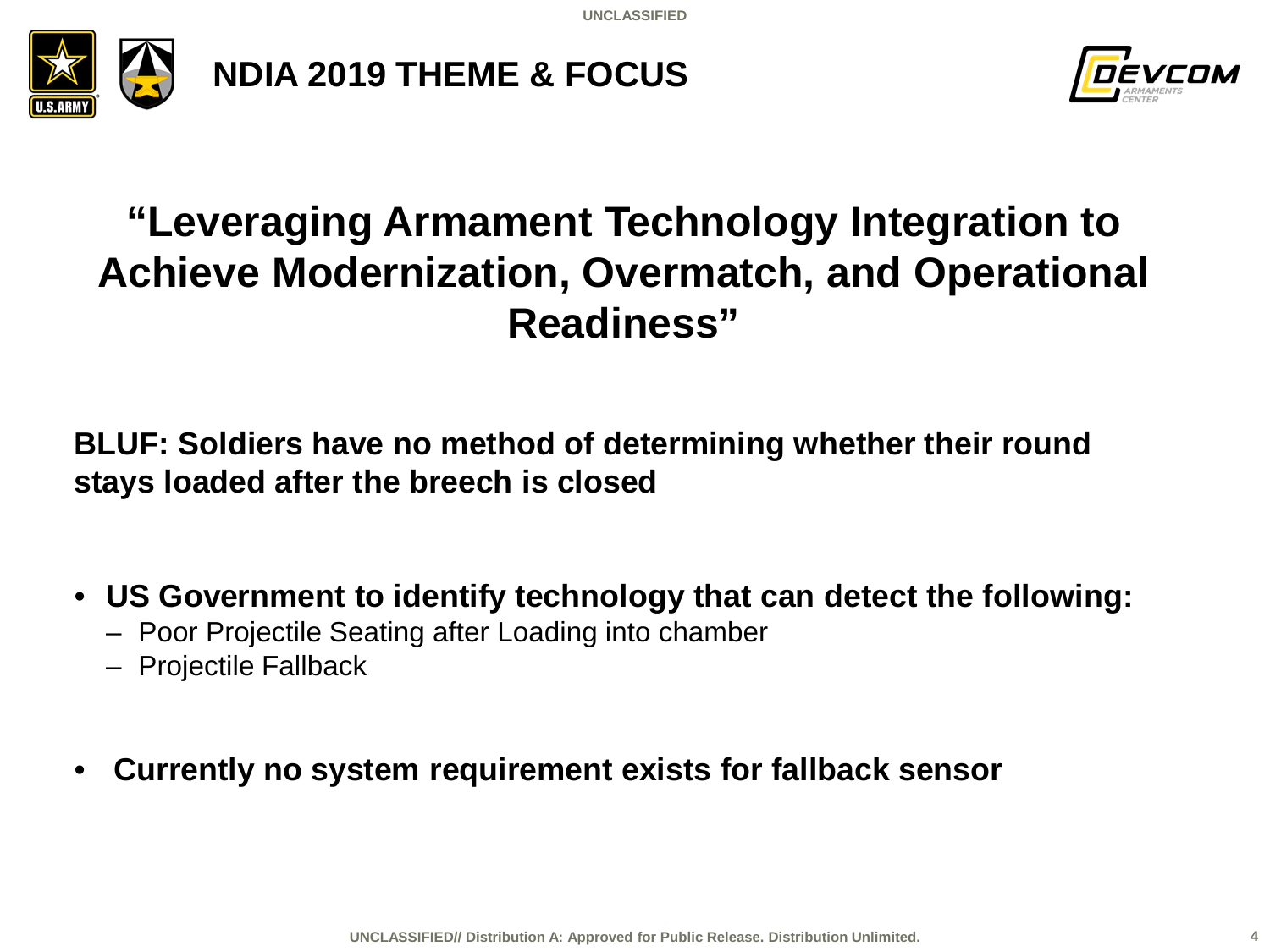# NDIA 2019 THEME & FOCUS

## "Leveraging Armament Technology Integration to Achieve Modernization, Overmatch, and Operational Readiness"

**BLUF: Soldiers have no method of determining whether their round stays loaded after the breech is closed**

- **US Government to identify technology that can detect the following:**
  - Poor Projectile Seating after Loading into chamber
  - Projectile Fallback
- **Currently no system requirement exists for fallback sensor**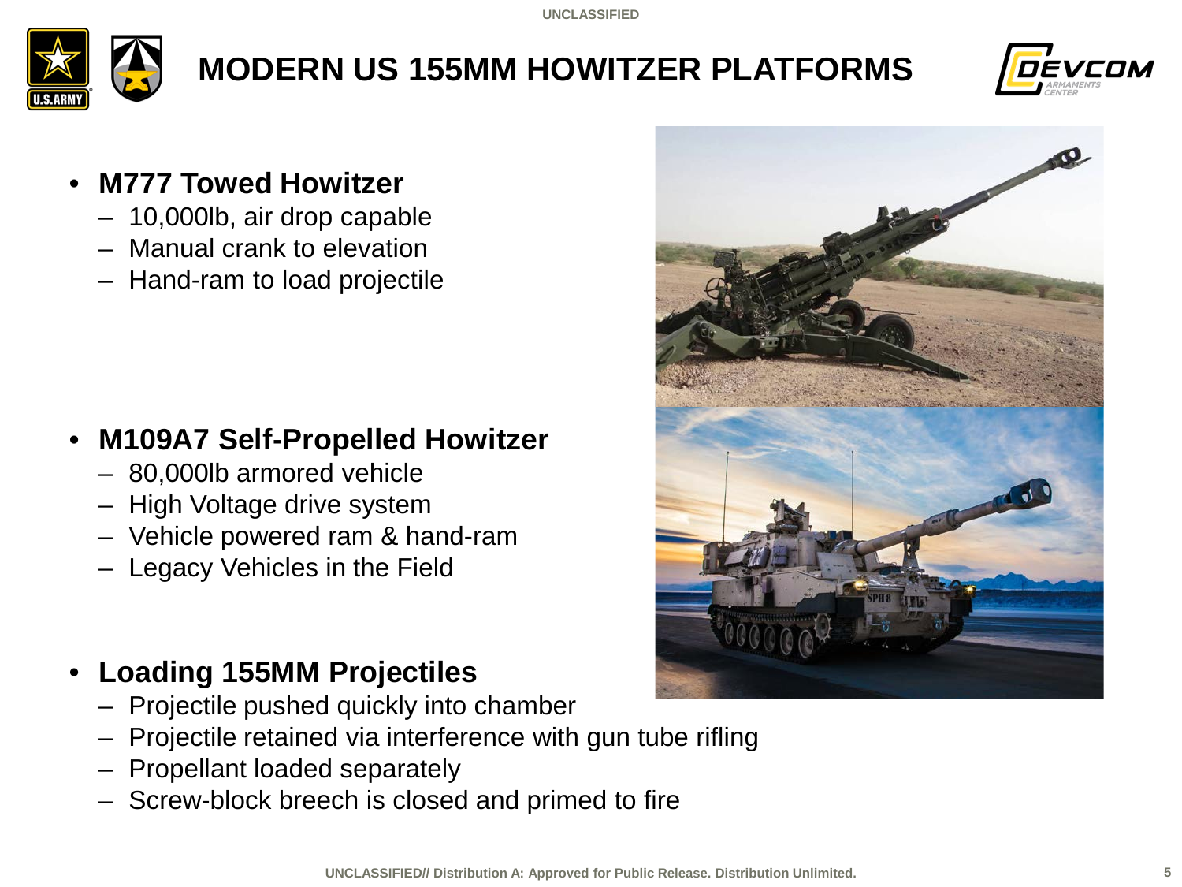# MODERN US 155MM HOWITZER PLATFORMS

- **M777 Towed Howitzer**
  - 10,000lb, air drop capable
  - Manual crank to elevation
  - Hand-ram to load projectile

- **M109A7 Self-Propelled Howitzer**
  - 80,000lb armored vehicle
  - High Voltage drive system
  - Vehicle powered ram & hand-ram
  - Legacy Vehicles in the Field

- **Loading 155MM Projectiles**
  - Projectile pushed quickly into chamber
  - Projectile retained via interference with gun tube rifling
  - Propellant loaded separately
  - Screw-block breech is closed and primed to fire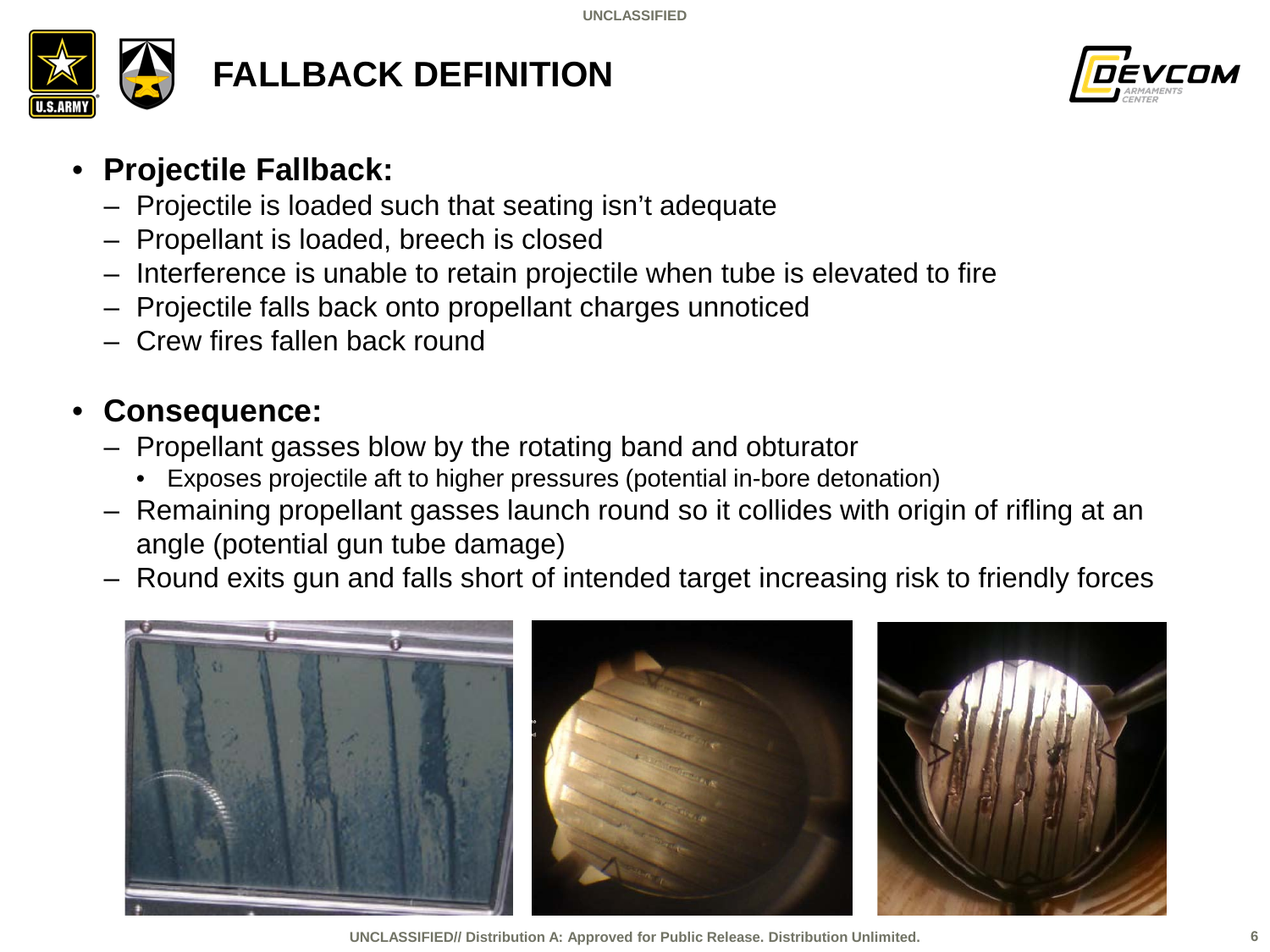# FALLBACK DEFINITION

- **Projectile Fallback:**
  - Projectile is loaded such that seating isn't adequate
  - Propellant is loaded, breech is closed
  - Interference is unable to retain projectile when tube is elevated to fire
  - Projectile falls back onto propellant charges unnoticed
  - Crew fires fallen back round

- **Consequence:**
  - Propellant gasses blow by the rotating band and obturator
    - Exposes projectile aft to higher pressures (potential in-bore detonation)
  - Remaining propellant gasses launch round so it collides with origin of rifling at an angle (potential gun tube damage)
  - Round exits gun and falls short of intended target increasing risk to friendly forces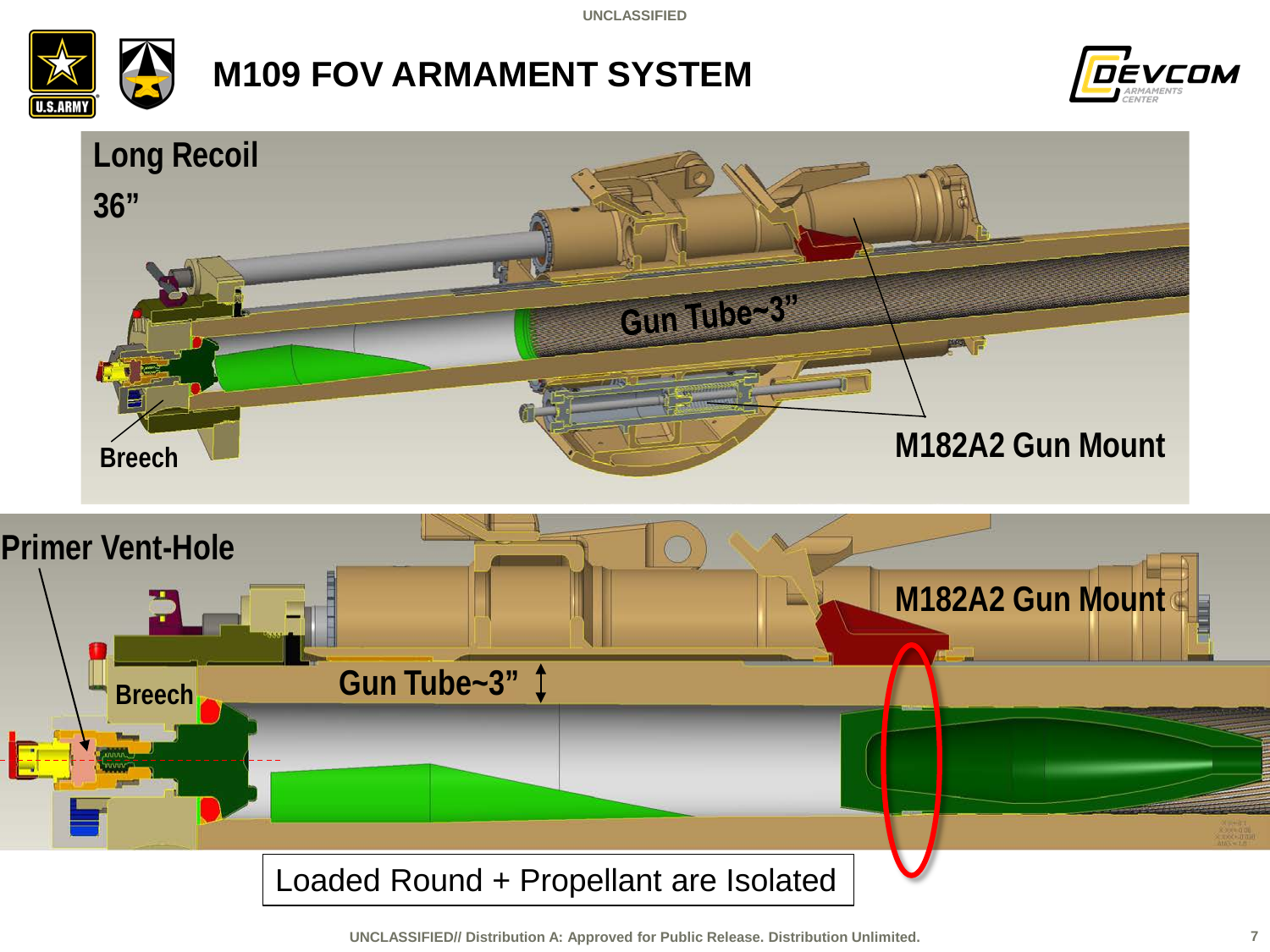# M109 FOV ARMAMENT SYSTEM

Long Recoil

36”

Gun Tube~3”

Breech

M182A2 Gun Mount

Primer Vent-Hole

M182A2 Gun Mount

Breech

Gun Tube~3”

Loaded Round + Propellant are Isolated

UNCLASSIFIED// Distribution A: Approved for Public Release. Distribution Unlimited.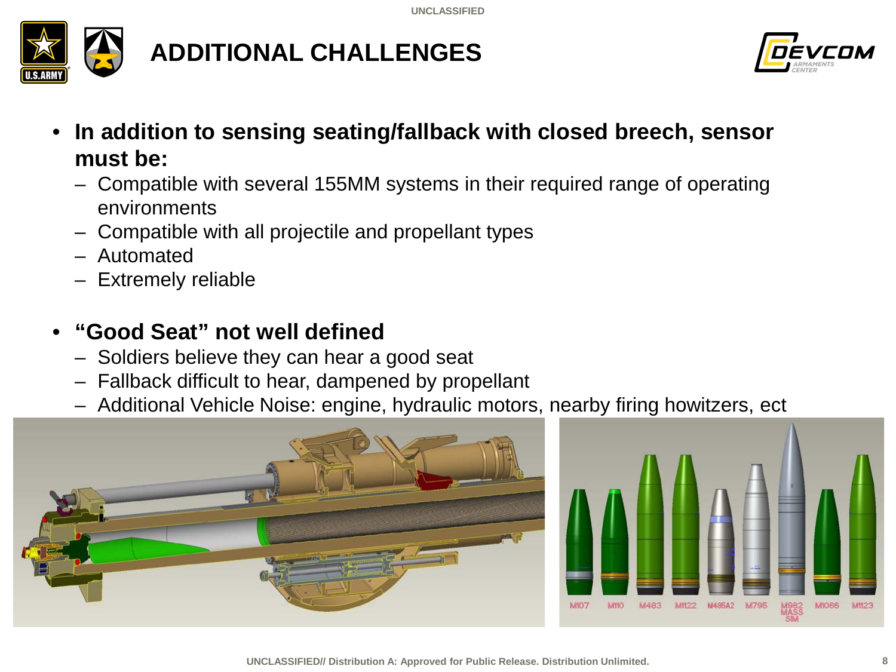# ADDITIONAL CHALLENGES

- **In addition to sensing seating/fallback with closed breech, sensor must be:**
  - Compatible with several 155MM systems in their required range of operating environments
  - Compatible with all projectile and propellant types
  - Automated
  - Extremely reliable

- **“Good Seat” not well defined**
  - Soldiers believe they can hear a good seat
  - Fallback difficult to hear, dampened by propellant
  - Additional Vehicle Noise: engine, hydraulic motors, nearby firing howitzers, ect

M107 M110 M483 M1122 M485A2 M795 M982 MASS SIM M1066 M1123

UNCLASSIFIED// Distribution A: Approved for Public Release. Distribution Unlimited.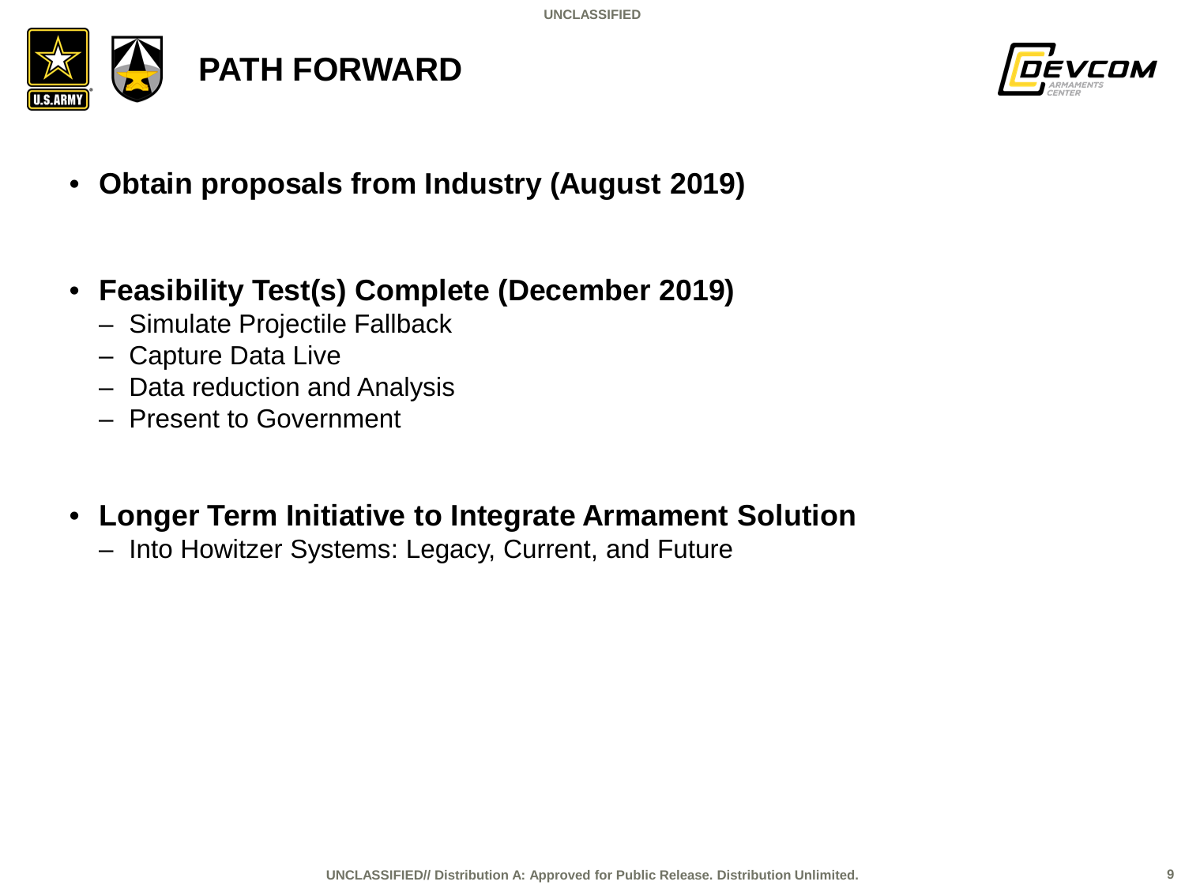# PATH FORWARD

- **Obtain proposals from Industry (August 2019)**

- **Feasibility Test(s) Complete (December 2019)**
  - Simulate Projectile Fallback
  - Capture Data Live
  - Data reduction and Analysis
  - Present to Government

- **Longer Term Initiative to Integrate Armament Solution**
  - Into Howitzer Systems: Legacy, Current, and Future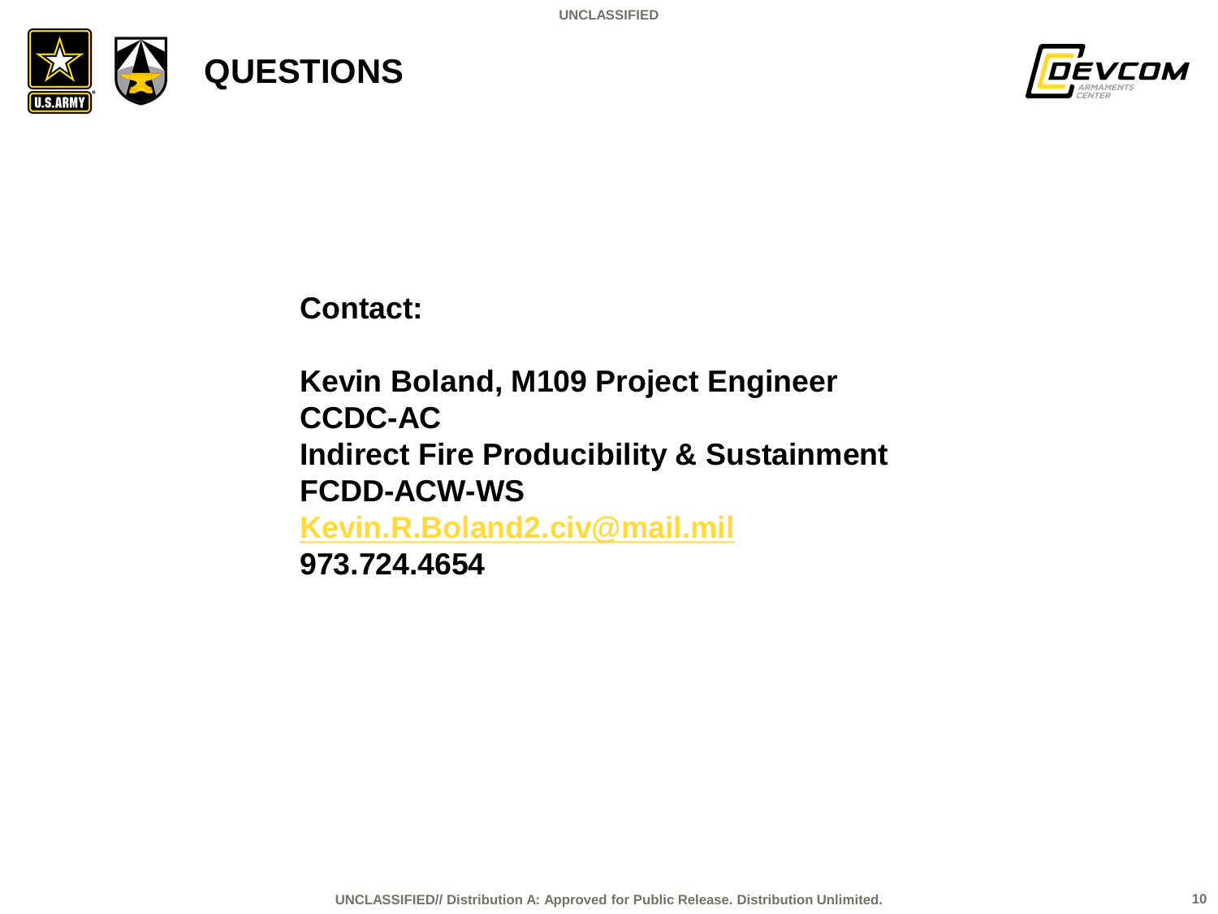# QUESTIONS

**Contact:**

**Kevin Boland, M109 Project Engineer**
**CCDC-AC**
**Indirect Fire Producibility & Sustainment**
**FCDD-ACW-WS**
**Kevin.R.Boland2.civ@mail.mil**
**973.724.4654**